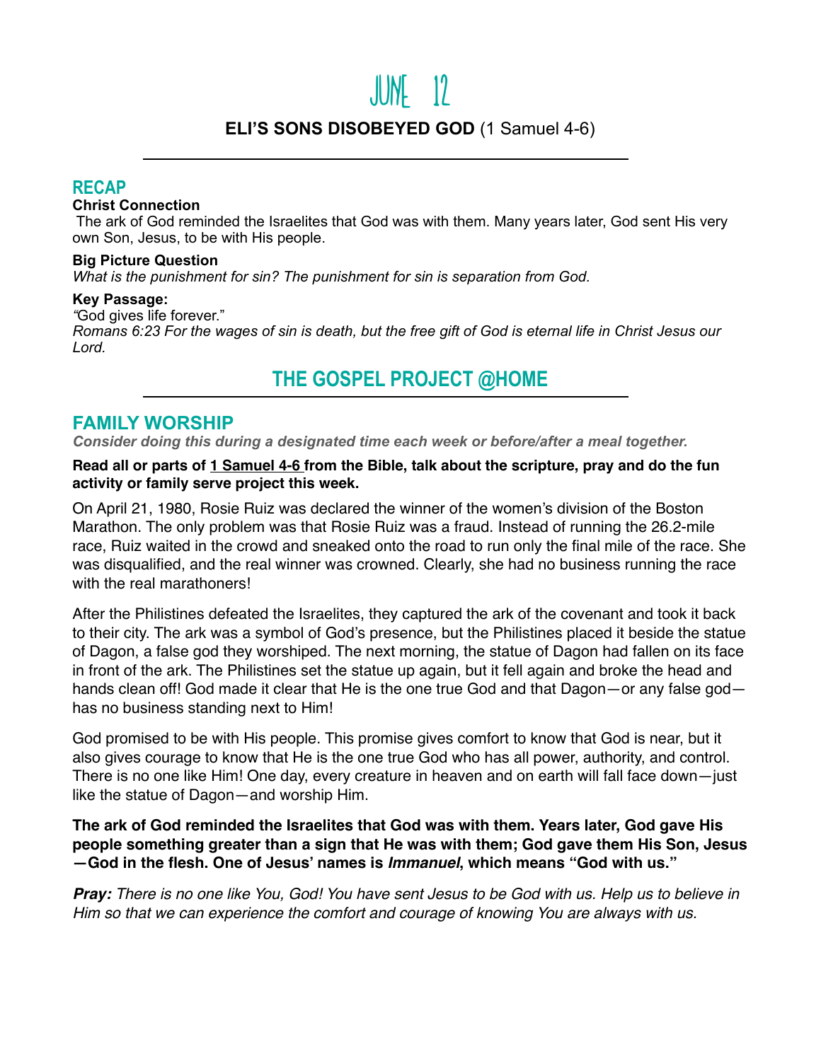# JUNE 12

**ELI'S SONS DISOBEYED GOD** (1 Samuel 4-6)

## RECAP

**Christ Connection**

The ark of God reminded the Israelites that God was with them. Many years later, God sent His very own Son, Jesus, to be with His people.

**Big Picture Question**

*What is the punishment for sin? The punishment for sin is separation from God.*

**Key Passage:**

*"*God gives life forever."

*Romans 6:23 For the wages of sin is death, but the free gift of God is eternal life in Christ Jesus our Lord.*

## THE GOSPEL PROJECT @HOME

## FAMILY WORSHIP

***Consider doing this during a designated time each week or before/after a meal together.***

**Read all or parts of 1 Samuel 4-6 from the Bible, talk about the scripture, pray and do the fun activity or family serve project this week.**

On April 21, 1980, Rosie Ruiz was declared the winner of the women's division of the Boston Marathon. The only problem was that Rosie Ruiz was a fraud. Instead of running the 26.2-mile race, Ruiz waited in the crowd and sneaked onto the road to run only the final mile of the race. She was disqualified, and the real winner was crowned. Clearly, she had no business running the race with the real marathoners!

After the Philistines defeated the Israelites, they captured the ark of the covenant and took it back to their city. The ark was a symbol of God's presence, but the Philistines placed it beside the statue of Dagon, a false god they worshiped. The next morning, the statue of Dagon had fallen on its face in front of the ark. The Philistines set the statue up again, but it fell again and broke the head and hands clean off! God made it clear that He is the one true God and that Dagon—or any false god—has no business standing next to Him!

God promised to be with His people. This promise gives comfort to know that God is near, but it also gives courage to know that He is the one true God who has all power, authority, and control. There is no one like Him! One day, every creature in heaven and on earth will fall face down—just like the statue of Dagon—and worship Him.

**The ark of God reminded the Israelites that God was with them. Years later, God gave His people something greater than a sign that He was with them; God gave them His Son, Jesus—God in the flesh. One of Jesus' names is *Immanuel*, which means "God with us."**

***Pray:*** *There is no one like You, God! You have sent Jesus to be God with us. Help us to believe in Him so that we can experience the comfort and courage of knowing You are always with us.*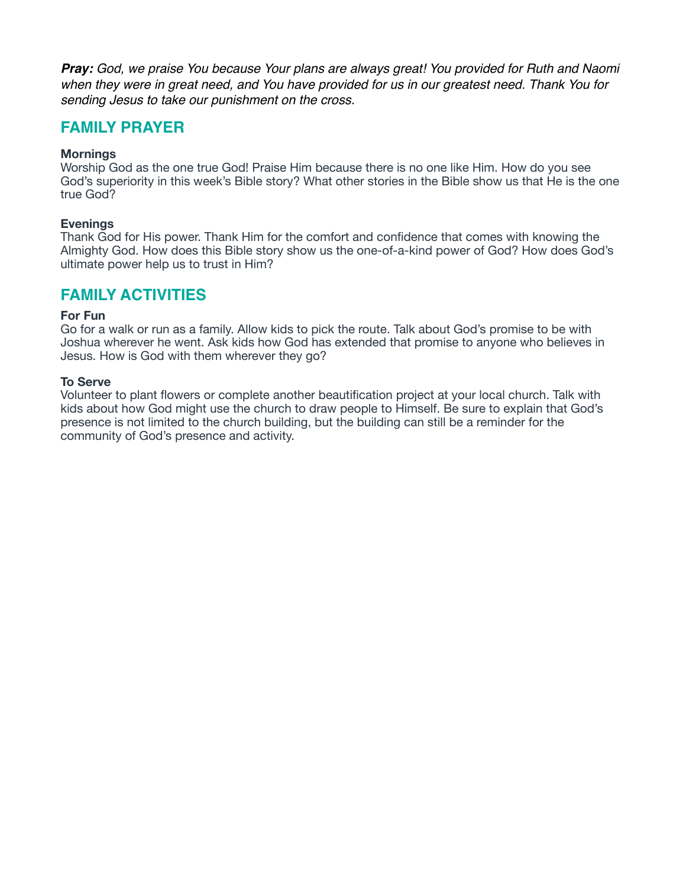***Pray:*** *God, we praise You because Your plans are always great! You provided for Ruth and Naomi when they were in great need, and You have provided for us in our greatest need. Thank You for sending Jesus to take our punishment on the cross.*

## FAMILY PRAYER

**Mornings**
Worship God as the one true God! Praise Him because there is no one like Him. How do you see God's superiority in this week's Bible story? What other stories in the Bible show us that He is the one true God?

**Evenings**
Thank God for His power. Thank Him for the comfort and confidence that comes with knowing the Almighty God. How does this Bible story show us the one-of-a-kind power of God? How does God's ultimate power help us to trust in Him?

## FAMILY ACTIVITIES

**For Fun**
Go for a walk or run as a family. Allow kids to pick the route. Talk about God's promise to be with Joshua wherever he went. Ask kids how God has extended that promise to anyone who believes in Jesus. How is God with them wherever they go?

**To Serve**
Volunteer to plant flowers or complete another beautification project at your local church. Talk with kids about how God might use the church to draw people to Himself. Be sure to explain that God's presence is not limited to the church building, but the building can still be a reminder for the community of God's presence and activity.